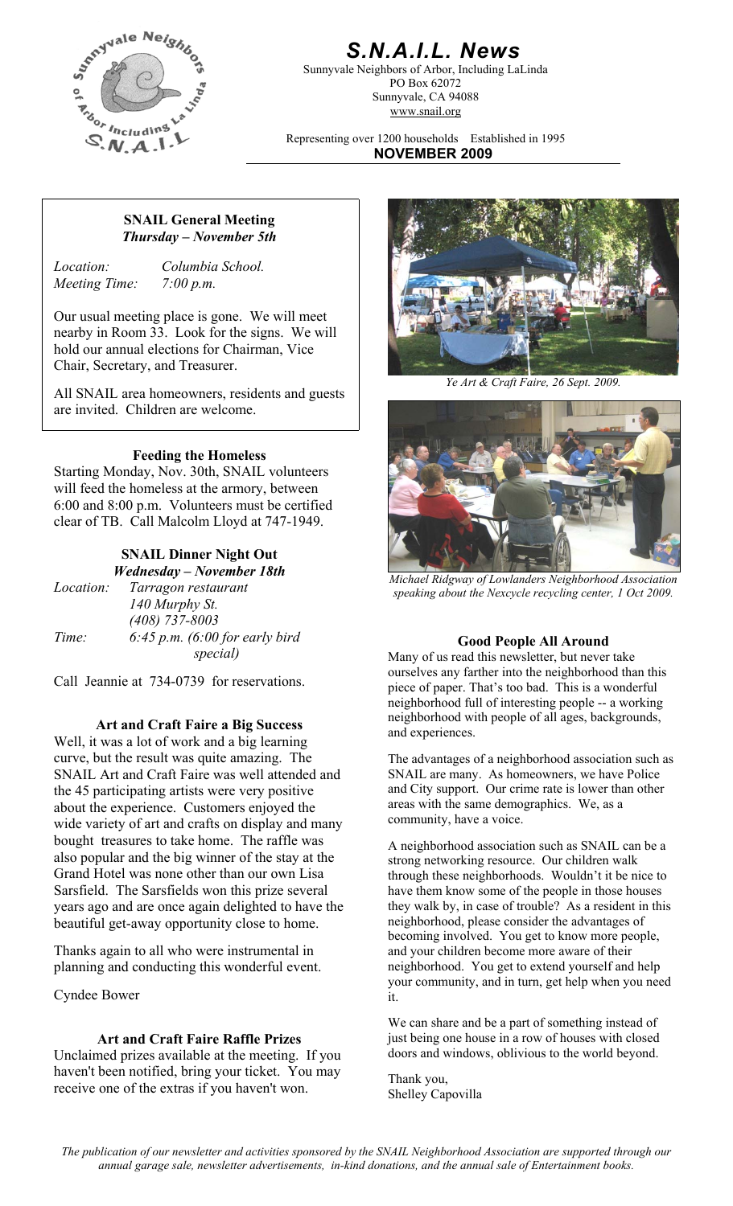# S.N.A.I.L. News

Sunnyvale Neighbors of Arbor, Including LaLinda
PO Box 62072
Sunnyvale, CA 94088
www.snail.org

Representing over 1200 households Established in 1995

**NOVEMBER 2009**

### SNAIL General Meeting
***Thursday – November 5th***

*Location:* *Columbia School.*
*Meeting Time:* *7:00 p.m.*

Our usual meeting place is gone. We will meet nearby in Room 33. Look for the signs. We will hold our annual elections for Chairman, Vice Chair, Secretary, and Treasurer.

All SNAIL area homeowners, residents and guests are invited. Children are welcome.

### Feeding the Homeless

Starting Monday, Nov. 30th, SNAIL volunteers will feed the homeless at the armory, between 6:00 and 8:00 p.m. Volunteers must be certified clear of TB. Call Malcolm Lloyd at 747-1949.

### SNAIL Dinner Night Out
***Wednesday – November 18th***

*Location:* *Tarragon restaurant*
*140 Murphy St.*
*(408) 737-8003*
*Time:* *6:45 p.m. (6:00 for early bird special)*

Call Jeannie at 734-0739 for reservations.

### Art and Craft Faire a Big Success

Well, it was a lot of work and a big learning curve, but the result was quite amazing. The SNAIL Art and Craft Faire was well attended and the 45 participating artists were very positive about the experience. Customers enjoyed the wide variety of art and crafts on display and many bought treasures to take home. The raffle was also popular and the big winner of the stay at the Grand Hotel was none other than our own Lisa Sarsfield. The Sarsfields won this prize several years ago and are once again delighted to have the beautiful get-away opportunity close to home.

Thanks again to all who were instrumental in planning and conducting this wonderful event.

Cyndee Bower

### Art and Craft Faire Raffle Prizes

Unclaimed prizes available at the meeting. If you haven't been notified, bring your ticket. You may receive one of the extras if you haven't won.

*Ye Art & Craft Faire, 26 Sept. 2009.*

*Michael Ridgway of Lowlanders Neighborhood Association speaking about the Nexcycle recycling center, 1 Oct 2009.*

### Good People All Around

Many of us read this newsletter, but never take ourselves any farther into the neighborhood than this piece of paper. That's too bad. This is a wonderful neighborhood full of interesting people -- a working neighborhood with people of all ages, backgrounds, and experiences.

The advantages of a neighborhood association such as SNAIL are many. As homeowners, we have Police and City support. Our crime rate is lower than other areas with the same demographics. We, as a community, have a voice.

A neighborhood association such as SNAIL can be a strong networking resource. Our children walk through these neighborhoods. Wouldn't it be nice to have them know some of the people in those houses they walk by, in case of trouble? As a resident in this neighborhood, please consider the advantages of becoming involved. You get to know more people, and your children become more aware of their neighborhood. You get to extend yourself and help your community, and in turn, get help when you need it.

We can share and be a part of something instead of just being one house in a row of houses with closed doors and windows, oblivious to the world beyond.

Thank you,
Shelley Capovilla

*The publication of our newsletter and activities sponsored by the SNAIL Neighborhood Association are supported through our annual garage sale, newsletter advertisements, in-kind donations, and the annual sale of Entertainment books.*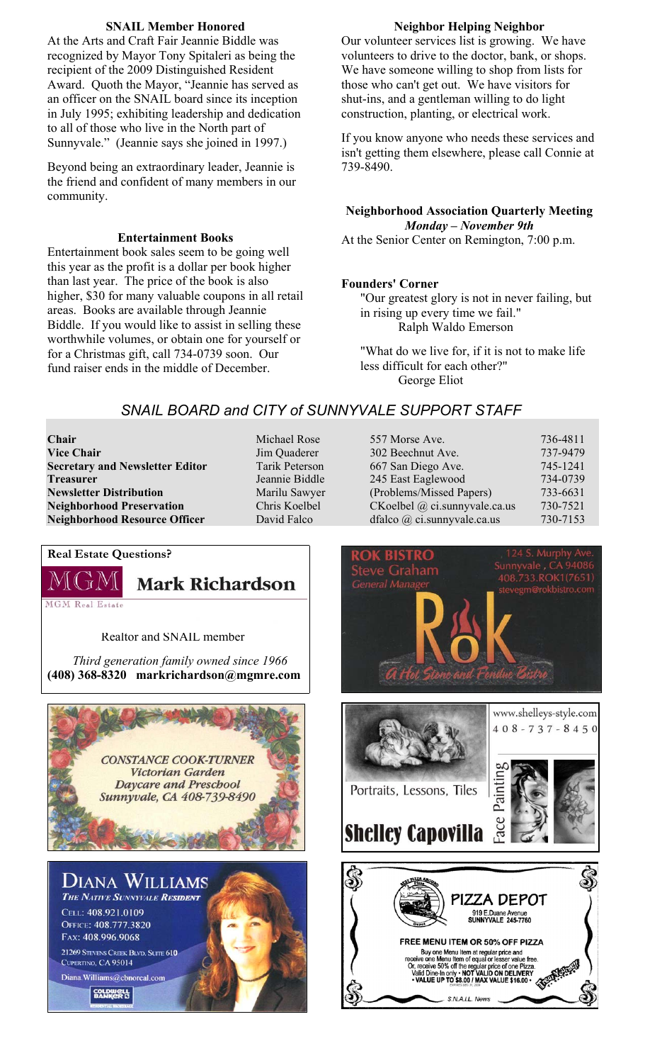### SNAIL Member Honored

At the Arts and Craft Fair Jeannie Biddle was recognized by Mayor Tony Spitaleri as being the recipient of the 2009 Distinguished Resident Award. Quoth the Mayor, "Jeannie has served as an officer on the SNAIL board since its inception in July 1995; exhibiting leadership and dedication to all of those who live in the North part of Sunnyvale." (Jeannie says she joined in 1997.)

Beyond being an extraordinary leader, Jeannie is the friend and confident of many members in our community.

### Entertainment Books

Entertainment book sales seem to be going well this year as the profit is a dollar per book higher than last year. The price of the book is also higher, $30 for many valuable coupons in all retail areas. Books are available through Jeannie Biddle. If you would like to assist in selling these worthwhile volumes, or obtain one for yourself or for a Christmas gift, call 734-0739 soon. Our fund raiser ends in the middle of December.

### Neighbor Helping Neighbor

Our volunteer services list is growing. We have volunteers to drive to the doctor, bank, or shops. We have someone willing to shop from lists for those who can't get out. We have visitors for shut-ins, and a gentleman willing to do light construction, planting, or electrical work.

If you know anyone who needs these services and isn't getting them elsewhere, please call Connie at 739-8490.

### Neighborhood Association Quarterly Meeting

***Monday – November 9th***

At the Senior Center on Remington, 7:00 p.m.

### Founders' Corner

"Our greatest glory is not in never failing, but in rising up every time we fail."
Ralph Waldo Emerson

"What do we live for, if it is not to make life less difficult for each other?"
George Eliot

## *SNAIL BOARD and CITY of SUNNYVALE SUPPORT STAFF*

| | | | |
|---|---|---|---|
| **Chair** | Michael Rose | 557 Morse Ave. | 736-4811 |
| **Vice Chair** | Jim Quaderer | 302 Beechnut Ave. | 737-9479 |
| **Secretary and Newsletter Editor** | Tarik Peterson | 667 San Diego Ave. | 745-1241 |
| **Treasurer** | Jeannie Biddle | 245 East Eaglewood | 734-0739 |
| **Newsletter Distribution** | Marilu Sawyer | (Problems/Missed Papers) | 733-6631 |
| **Neighborhood Preservation** | Chris Koelbel | CKoelbel @ ci.sunnyvale.ca.us | 730-7521 |
| **Neighborhood Resource Officer** | David Falco | dfalco @ ci.sunnyvale.ca.us | 730-7153 |

**Real Estate Questions?**

MGM **Mark Richardson**

MGM Real Estate

Realtor and SNAIL member

*Third generation family owned since 1966*

**(408) 368-8320 markrichardson@mgmre.com**

ROK BISTRO
Steve Graham
General Manager
124 S. Murphy Ave.
Sunnyvale, CA 94086
408.733.ROK1(7651)
stevegm@rokbistro.com
Rok
A Hot Stone and Fondue Bistro

CONSTANCE COOK-TURNER
Victorian Garden
Daycare and Preschool
Sunnyvale, CA 408-739-8490

www.shelleys-style.com
408-737-8450
Portraits, Lessons, Tiles
Face Painting
Shelley Capovilla

DIANA WILLIAMS
The Native Sunnyvale Resident
Cell: 408.921.0109
Office: 408.777.3820
Fax: 408.996.9068
21269 Stevens Creek Blvd. Suite 610
Cupertino, CA 95014
Diana.Williams@cbnorcal.com
Coldwell Banker

PIZZA DEPOT
919 E.Duane Avenue
SUNNYVALE 245-7760

FREE MENU ITEM OR 50% OFF PIZZA
Buy one Menu Item at regular price and receive one Menu Item of equal or lesser value free.
Or, receive 50% off the regular price of one Pizza.
Valid Dine-In only • NOT VALID ON DELIVERY
• VALUE UP TO $8.00 / MAX VALUE $16.00 •
S.N.A.I.L. News